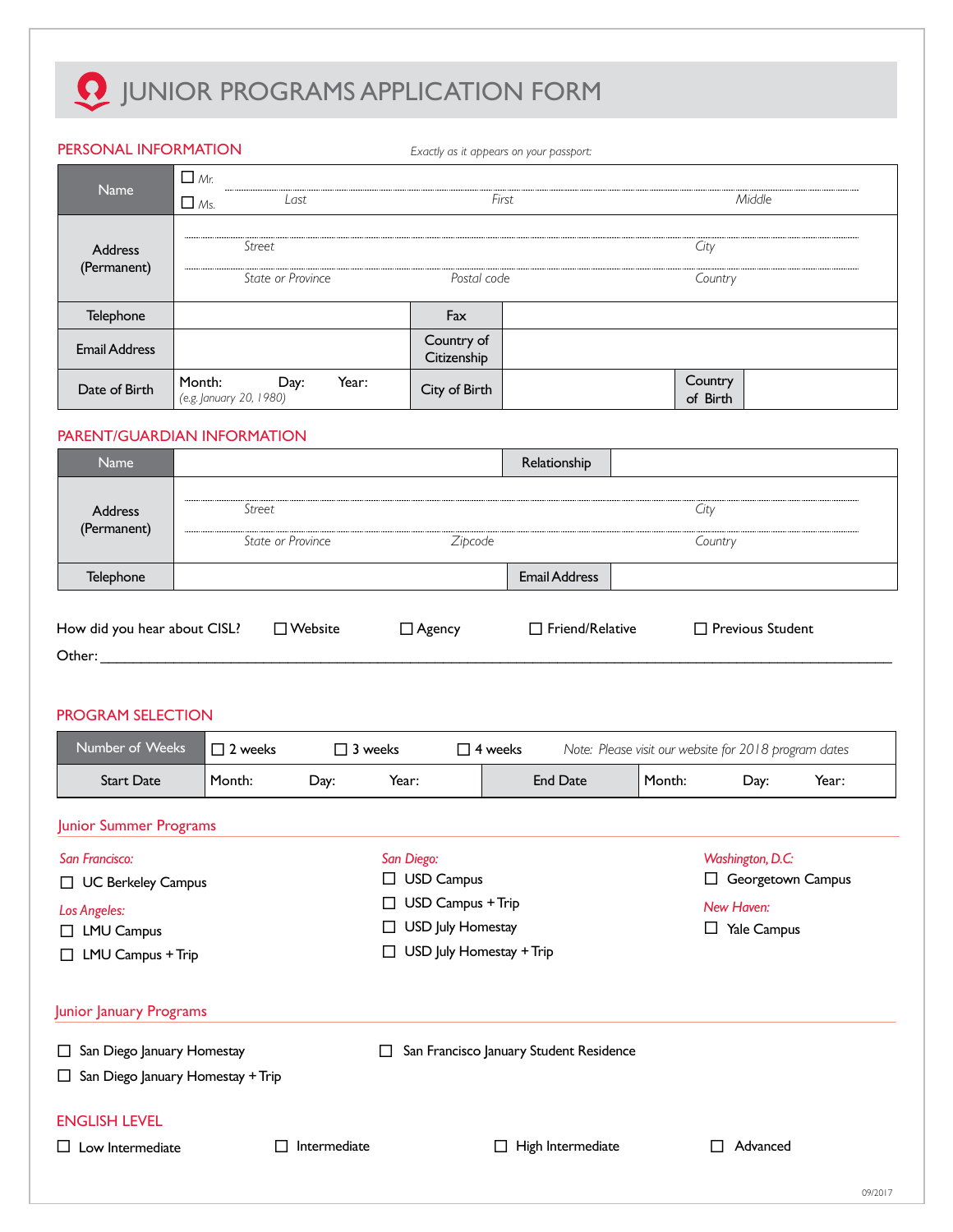# JUNIOR PROGRAMS APPLICATION FORM

## PERSONAL INFORMATION

*Exactly as it appears on your passport:*

| | | | |
|---|---|---|---|
| Name | ☐ Mr. ☐ Ms. *Last* *First* *Middle* | | |
| Address (Permanent) | *Street* *City* *State or Province* *Postal code* *Country* | | |
| Telephone | | Fax | |
| Email Address | | Country of Citizenship | |
| Date of Birth | Month: Day: Year: *(e.g. January 20, 1980)* | City of Birth | Country of Birth |

## PARENT/GUARDIAN INFORMATION

| | | | |
|---|---|---|---|
| Name | | Relationship | |
| Address (Permanent) | *Street* *City* *State or Province* *Zipcode* *Country* | | |
| Telephone | | Email Address | |

How did you hear about CISL? ☐ Website ☐ Agency ☐ Friend/Relative ☐ Previous Student

Other: ____________________________________________

## PROGRAM SELECTION

| | | | |
|---|---|---|---|
| Number of Weeks | ☐ 2 weeks ☐ 3 weeks ☐ 4 weeks *Note: Please visit our website for 2018 program dates* | | |
| Start Date | Month: Day: Year: | End Date | Month: Day: Year: |

### Junior Summer Programs

*San Francisco:*
- ☐ UC Berkeley Campus

*Los Angeles:*
- ☐ LMU Campus
- ☐ LMU Campus + Trip

*San Diego:*
- ☐ USD Campus
- ☐ USD Campus + Trip
- ☐ USD July Homestay
- ☐ USD July Homestay + Trip

*Washington, D.C:*
- ☐ Georgetown Campus

*New Haven:*
- ☐ Yale Campus

### Junior January Programs

- ☐ San Diego January Homestay
- ☐ San Diego January Homestay + Trip
- ☐ San Francisco January Student Residence

## ENGLISH LEVEL

☐ Low Intermediate ☐ Intermediate ☐ High Intermediate ☐ Advanced

09/2017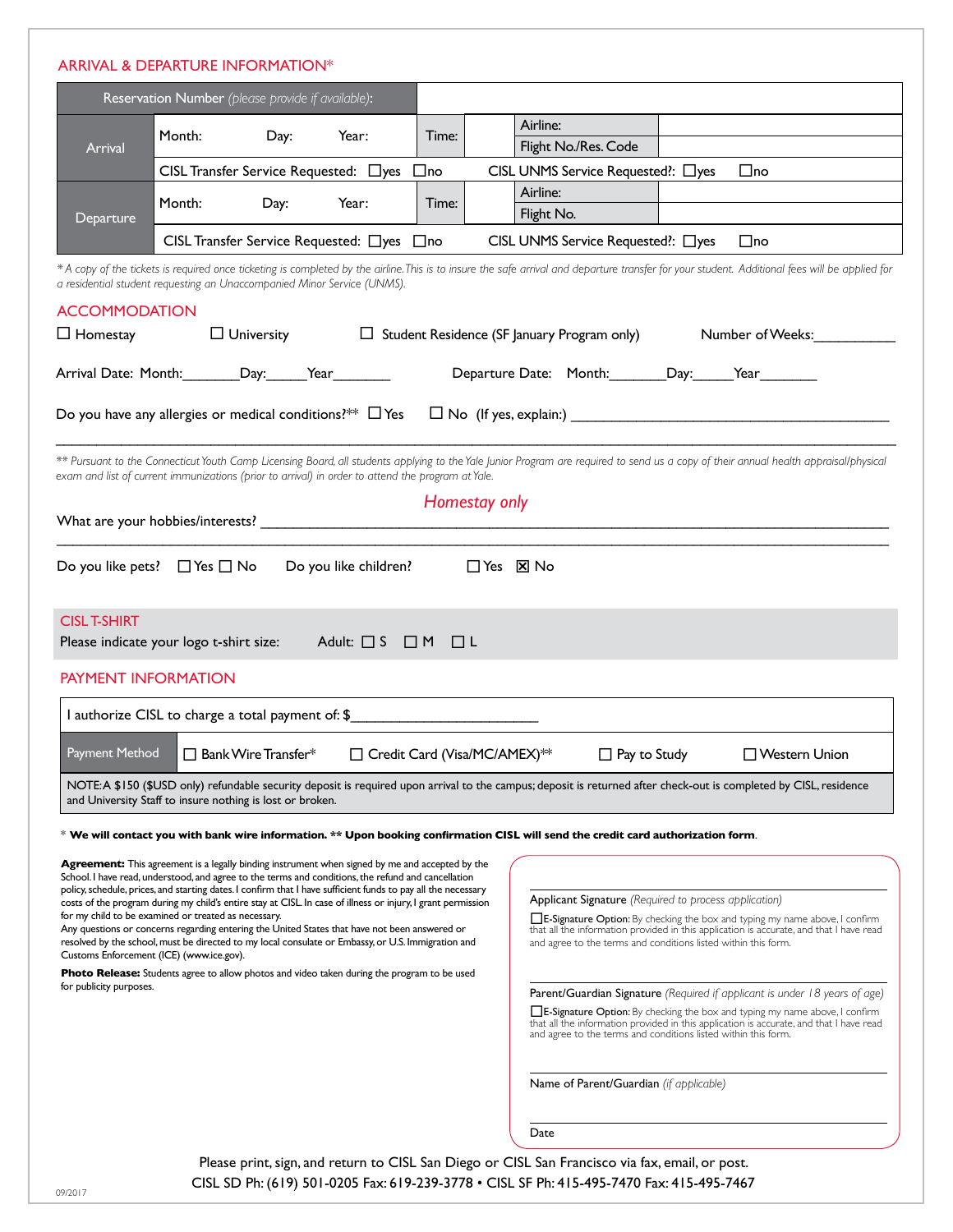## ARRIVAL & DEPARTURE INFORMATION*

| Reservation Number *(please provide if available)*: | | | | |
|---|---|---|---|---|
| Arrival | Month: Day: Year: | Time: | Airline: | |
| | | | Flight No./Res. Code | |
| | CISL Transfer Service Requested: ☐yes ☐no | | CISL UNMS Service Requested?: ☐yes ☐no | |
| Departure | Month: Day: Year: | Time: | Airline: | |
| | | | Flight No. | |
| | CISL Transfer Service Requested: ☐yes ☐no | | CISL UNMS Service Requested?: ☐yes ☐no | |

*\* A copy of the tickets is required once ticketing is completed by the airline. This is to insure the safe arrival and departure transfer for your student. Additional fees will be applied for a residential student requesting an Unaccompanied Minor Service (UNMS).*

## ACCOMMODATION

☐ Homestay ☐ University ☐ Student Residence (SF January Program only) Number of Weeks:__________

Arrival Date: Month:_______Day:_____Year_______ Departure Date: Month:_______Day:_____Year_______

Do you have any allergies or medical conditions?** ☐ Yes ☐ No (If yes, explain:) ________________________________________

___________________________________________________________________________________________

*\*\* Pursuant to the Connecticut Youth Camp Licensing Board, all students applying to the Yale Junior Program are required to send us a copy of their annual health appraisal/physical exam and list of current immunizations (prior to arrival) in order to attend the program at Yale.*

*Homestay only*

What are your hobbies/interests? ________________________________________________________________

___________________________________________________________________________________________

Do you like pets? ☐ Yes ☐ No Do you like children? ☐ Yes ☒ No

## CISL T-SHIRT

Please indicate your logo t-shirt size: Adult: ☐ S ☐ M ☐ L

## PAYMENT INFORMATION

| I authorize CISL to charge a total payment of: $______________________ | | | | |
|---|---|---|---|---|
| Payment Method | ☐ Bank Wire Transfer* | ☐ Credit Card (Visa/MC/AMEX)** | ☐ Pay to Study | ☐ Western Union |
| NOTE: A $150 ($USD only) refundable security deposit is required upon arrival to the campus; deposit is returned after check-out is completed by CISL, residence and University Staff to insure nothing is lost or broken. | | | | |

\* **We will contact you with bank wire information. \*\* Upon booking confirmation CISL will send the credit card authorization form**.

**Agreement:** This agreement is a legally binding instrument when signed by me and accepted by the School. I have read, understood, and agree to the terms and conditions, the refund and cancellation policy, schedule, prices, and starting dates. I confirm that I have sufficient funds to pay all the necessary costs of the program during my child's entire stay at CISL. In case of illness or injury, I grant permission for my child to be examined or treated as necessary.
Any questions or concerns regarding entering the United States that have not been answered or resolved by the school, must be directed to my local consulate or Embassy, or U.S. Immigration and Customs Enforcement (ICE) (www.ice.gov).

**Photo Release:** Students agree to allow photos and video taken during the program to be used for publicity purposes.

_______________________________________
Applicant Signature *(Required to process application)*

☐ E-Signature Option: By checking the box and typing my name above, I confirm that all the information provided in this application is accurate, and that I have read and agree to the terms and conditions listed within this form.

_______________________________________
Parent/Guardian Signature *(Required if applicant is under 18 years of age)*

☐ E-Signature Option: By checking the box and typing my name above, I confirm that all the information provided in this application is accurate, and that I have read and agree to the terms and conditions listed within this form.

_______________________________________
Name of Parent/Guardian *(if applicable)*

_______________________________________
Date

Please print, sign, and return to CISL San Diego or CISL San Francisco via fax, email, or post.
CISL SD Ph: (619) 501-0205 Fax: 619-239-3778 • CISL SF Ph: 415-495-7470 Fax: 415-495-7467

09/2017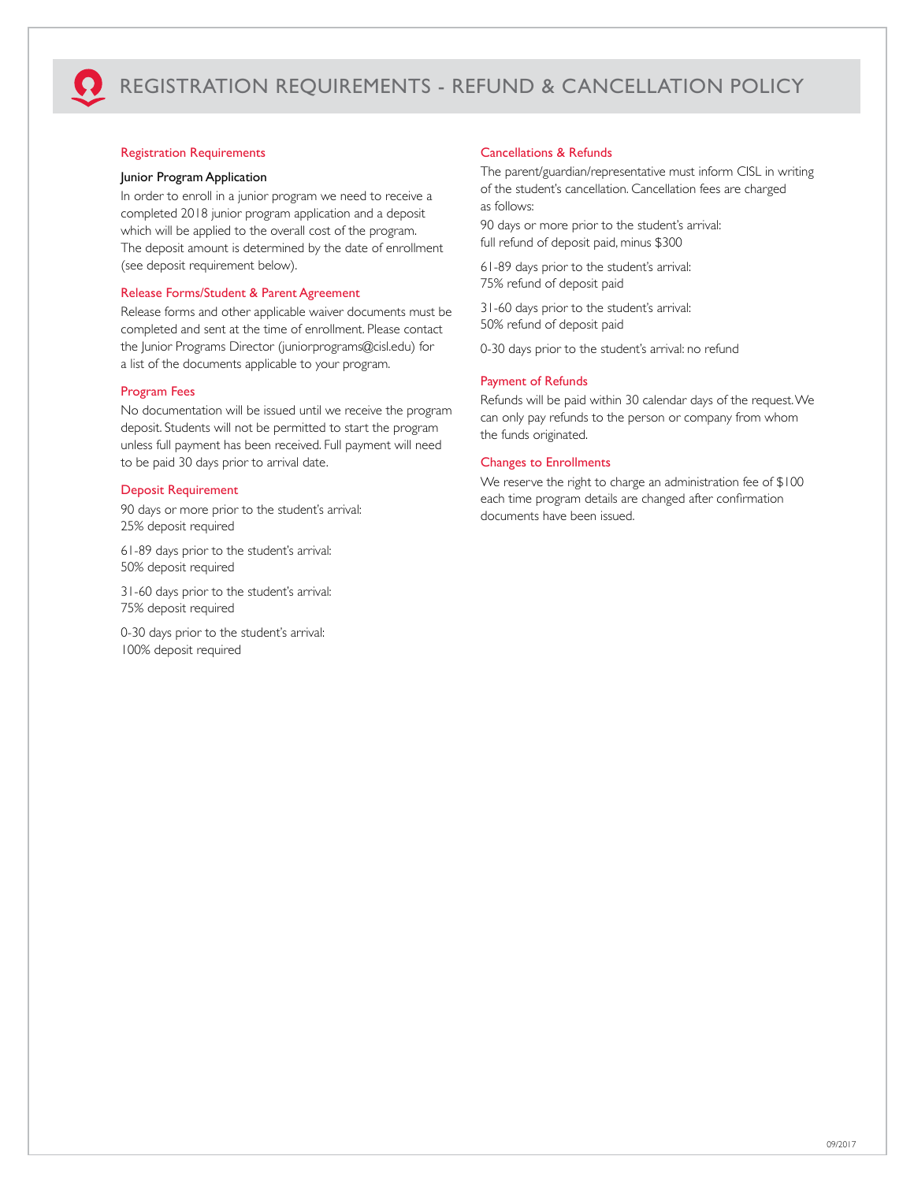# REGISTRATION REQUIREMENTS - REFUND & CANCELLATION POLICY

## Registration Requirements

### Junior Program Application

In order to enroll in a junior program we need to receive a completed 2018 junior program application and a deposit which will be applied to the overall cost of the program. The deposit amount is determined by the date of enrollment (see deposit requirement below).

## Release Forms/Student & Parent Agreement

Release forms and other applicable waiver documents must be completed and sent at the time of enrollment. Please contact the Junior Programs Director (juniorprograms@cisl.edu) for a list of the documents applicable to your program.

## Program Fees

No documentation will be issued until we receive the program deposit. Students will not be permitted to start the program unless full payment has been received. Full payment will need to be paid 30 days prior to arrival date.

## Deposit Requirement

90 days or more prior to the student's arrival:
25% deposit required

61-89 days prior to the student's arrival:
50% deposit required

31-60 days prior to the student's arrival:
75% deposit required

0-30 days prior to the student's arrival:
100% deposit required

## Cancellations & Refunds

The parent/guardian/representative must inform CISL in writing of the student's cancellation. Cancellation fees are charged as follows:

90 days or more prior to the student's arrival:
full refund of deposit paid, minus $300

61-89 days prior to the student's arrival:
75% refund of deposit paid

31-60 days prior to the student's arrival:
50% refund of deposit paid

0-30 days prior to the student's arrival: no refund

## Payment of Refunds

Refunds will be paid within 30 calendar days of the request. We can only pay refunds to the person or company from whom the funds originated.

## Changes to Enrollments

We reserve the right to charge an administration fee of $100 each time program details are changed after confirmation documents have been issued.

09/2017